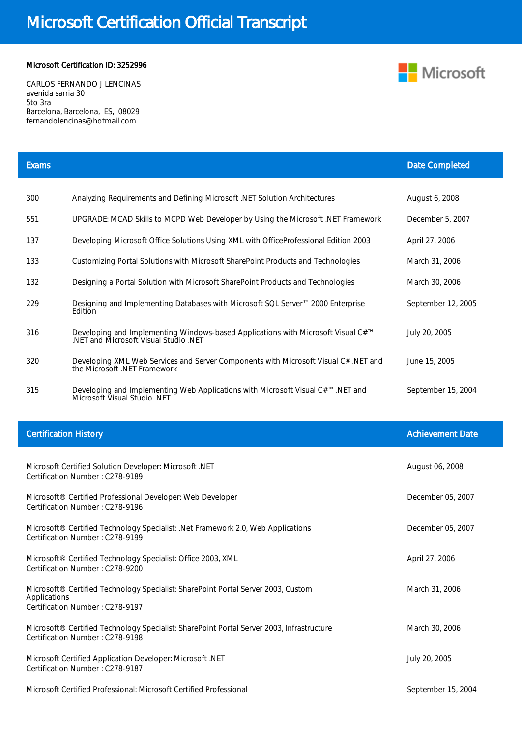# Microsoft Certification Official Transcript

**Microsoft Certification ID: 3252996**

CARLOS FERNANDO J LENCINAS
avenida sarria 30
5to 3ra
Barcelona, Barcelona, ES, 08029
fernandolencinas@hotmail.com

Microsoft

## Exams

| Exams | | Date Completed |
|---|---|---|
| 300 | Analyzing Requirements and Defining Microsoft .NET Solution Architectures | August 6, 2008 |
| 551 | UPGRADE: MCAD Skills to MCPD Web Developer by Using the Microsoft .NET Framework | December 5, 2007 |
| 137 | Developing Microsoft Office Solutions Using XML with OfficeProfessional Edition 2003 | April 27, 2006 |
| 133 | Customizing Portal Solutions with Microsoft SharePoint Products and Technologies | March 31, 2006 |
| 132 | Designing a Portal Solution with Microsoft SharePoint Products and Technologies | March 30, 2006 |
| 229 | Designing and Implementing Databases with Microsoft SQL Server™ 2000 Enterprise Edition | September 12, 2005 |
| 316 | Developing and Implementing Windows-based Applications with Microsoft Visual C#™ .NET and Microsoft Visual Studio .NET | July 20, 2005 |
| 320 | Developing XML Web Services and Server Components with Microsoft Visual C# .NET and the Microsoft .NET Framework | June 15, 2005 |
| 315 | Developing and Implementing Web Applications with Microsoft Visual C#™ .NET and Microsoft Visual Studio .NET | September 15, 2004 |

## Certification History

| Certification History | Achievement Date |
|---|---|
| Microsoft Certified Solution Developer: Microsoft .NET<br>Certification Number : C278-9189 | August 06, 2008 |
| Microsoft® Certified Professional Developer: Web Developer<br>Certification Number : C278-9196 | December 05, 2007 |
| Microsoft® Certified Technology Specialist: .Net Framework 2.0, Web Applications<br>Certification Number : C278-9199 | December 05, 2007 |
| Microsoft® Certified Technology Specialist: Office 2003, XML<br>Certification Number : C278-9200 | April 27, 2006 |
| Microsoft® Certified Technology Specialist: SharePoint Portal Server 2003, Custom Applications<br>Certification Number : C278-9197 | March 31, 2006 |
| Microsoft® Certified Technology Specialist: SharePoint Portal Server 2003, Infrastructure<br>Certification Number : C278-9198 | March 30, 2006 |
| Microsoft Certified Application Developer: Microsoft .NET<br>Certification Number : C278-9187 | July 20, 2005 |
| Microsoft Certified Professional: Microsoft Certified Professional | September 15, 2004 |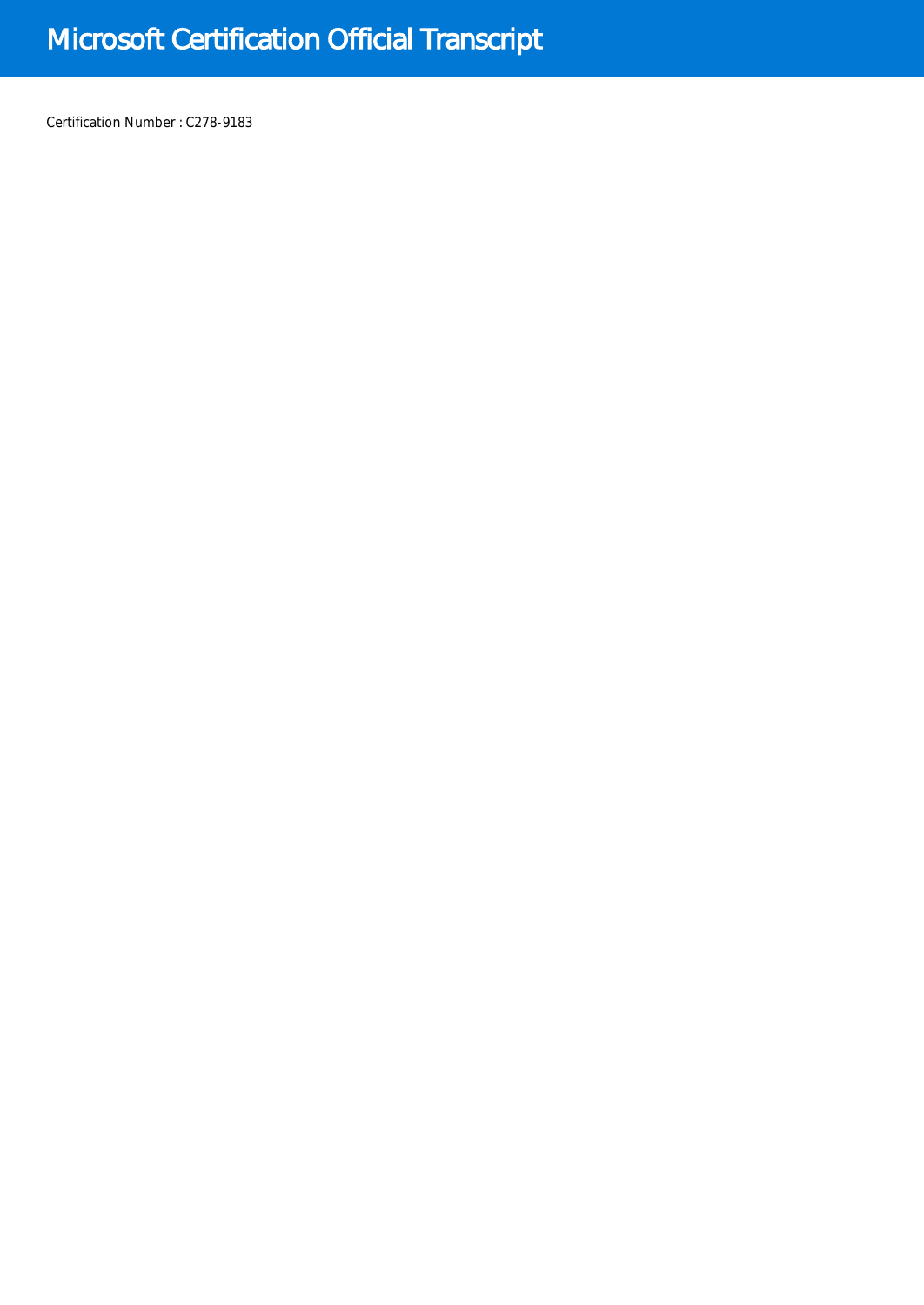# Microsoft Certification Official Transcript

Certification Number : C278-9183